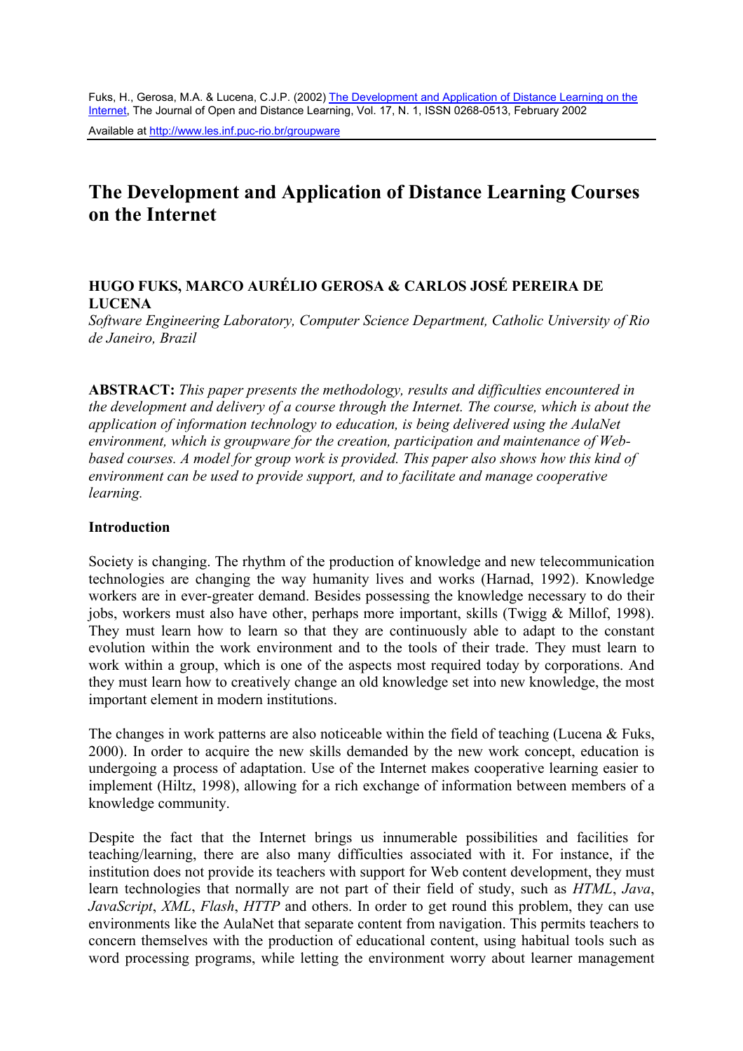Fuks, H., Gerosa, M.A. & Lucena, C.J.P. (2002) The Development and Application of Distance Learning on the Internet, The Journal of Open and Distance Learning, Vol. 17, N. 1, ISSN 0268-0513, February 2002

Available at http://www.les.inf.puc-rio.br/groupware

# The Development and Application of Distance Learning Courses on the Internet

**HUGO FUKS, MARCO AURÉLIO GEROSA & CARLOS JOSÉ PEREIRA DE LUCENA**

*Software Engineering Laboratory, Computer Science Department, Catholic University of Rio de Janeiro, Brazil*

**ABSTRACT:** *This paper presents the methodology, results and difficulties encountered in the development and delivery of a course through the Internet. The course, which is about the application of information technology to education, is being delivered using the AulaNet environment, which is groupware for the creation, participation and maintenance of Web-based courses. A model for group work is provided. This paper also shows how this kind of environment can be used to provide support, and to facilitate and manage cooperative learning.*

## Introduction

Society is changing. The rhythm of the production of knowledge and new telecommunication technologies are changing the way humanity lives and works (Harnad, 1992). Knowledge workers are in ever-greater demand. Besides possessing the knowledge necessary to do their jobs, workers must also have other, perhaps more important, skills (Twigg & Millof, 1998). They must learn how to learn so that they are continuously able to adapt to the constant evolution within the work environment and to the tools of their trade. They must learn to work within a group, which is one of the aspects most required today by corporations. And they must learn how to creatively change an old knowledge set into new knowledge, the most important element in modern institutions.

The changes in work patterns are also noticeable within the field of teaching (Lucena & Fuks, 2000). In order to acquire the new skills demanded by the new work concept, education is undergoing a process of adaptation. Use of the Internet makes cooperative learning easier to implement (Hiltz, 1998), allowing for a rich exchange of information between members of a knowledge community.

Despite the fact that the Internet brings us innumerable possibilities and facilities for teaching/learning, there are also many difficulties associated with it. For instance, if the institution does not provide its teachers with support for Web content development, they must learn technologies that normally are not part of their field of study, such as *HTML*, *Java*, *JavaScript*, *XML*, *Flash*, *HTTP* and others. In order to get round this problem, they can use environments like the AulaNet that separate content from navigation. This permits teachers to concern themselves with the production of educational content, using habitual tools such as word processing programs, while letting the environment worry about learner management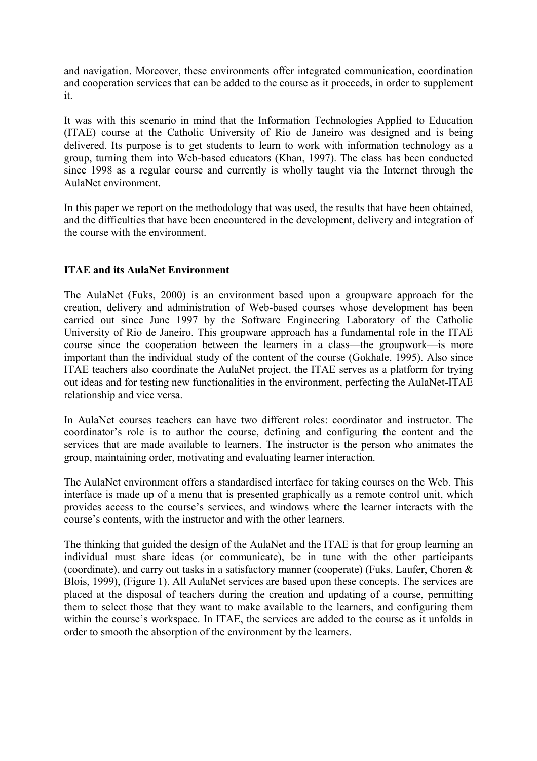and navigation. Moreover, these environments offer integrated communication, coordination and cooperation services that can be added to the course as it proceeds, in order to supplement it.

It was with this scenario in mind that the Information Technologies Applied to Education (ITAE) course at the Catholic University of Rio de Janeiro was designed and is being delivered. Its purpose is to get students to learn to work with information technology as a group, turning them into Web-based educators (Khan, 1997). The class has been conducted since 1998 as a regular course and currently is wholly taught via the Internet through the AulaNet environment.

In this paper we report on the methodology that was used, the results that have been obtained, and the difficulties that have been encountered in the development, delivery and integration of the course with the environment.

## ITAE and its AulaNet Environment

The AulaNet (Fuks, 2000) is an environment based upon a groupware approach for the creation, delivery and administration of Web-based courses whose development has been carried out since June 1997 by the Software Engineering Laboratory of the Catholic University of Rio de Janeiro. This groupware approach has a fundamental role in the ITAE course since the cooperation between the learners in a class—the groupwork—is more important than the individual study of the content of the course (Gokhale, 1995). Also since ITAE teachers also coordinate the AulaNet project, the ITAE serves as a platform for trying out ideas and for testing new functionalities in the environment, perfecting the AulaNet-ITAE relationship and vice versa.

In AulaNet courses teachers can have two different roles: coordinator and instructor. The coordinator's role is to author the course, defining and configuring the content and the services that are made available to learners. The instructor is the person who animates the group, maintaining order, motivating and evaluating learner interaction.

The AulaNet environment offers a standardised interface for taking courses on the Web. This interface is made up of a menu that is presented graphically as a remote control unit, which provides access to the course's services, and windows where the learner interacts with the course's contents, with the instructor and with the other learners.

The thinking that guided the design of the AulaNet and the ITAE is that for group learning an individual must share ideas (or communicate), be in tune with the other participants (coordinate), and carry out tasks in a satisfactory manner (cooperate) (Fuks, Laufer, Choren & Blois, 1999), (Figure 1). All AulaNet services are based upon these concepts. The services are placed at the disposal of teachers during the creation and updating of a course, permitting them to select those that they want to make available to the learners, and configuring them within the course's workspace. In ITAE, the services are added to the course as it unfolds in order to smooth the absorption of the environment by the learners.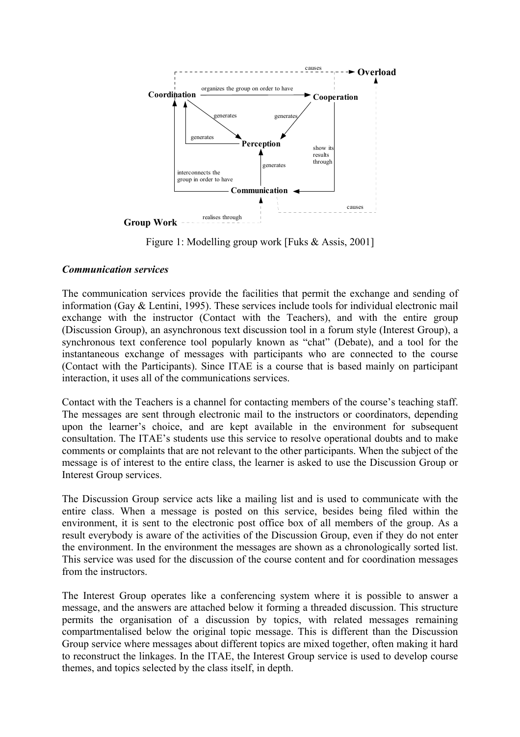causes

Overload

Coordination

organizes the group on order to have

Cooperation

generates

generates

generates

Perception

show its results through

generates

interconnects the group in order to have

Communication

causes

Group Work

realises through

Figure 1: Modelling group work [Fuks & Assis, 2001]

### *Communication services*

The communication services provide the facilities that permit the exchange and sending of information (Gay & Lentini, 1995). These services include tools for individual electronic mail exchange with the instructor (Contact with the Teachers), and with the entire group (Discussion Group), an asynchronous text discussion tool in a forum style (Interest Group), a synchronous text conference tool popularly known as "chat" (Debate), and a tool for the instantaneous exchange of messages with participants who are connected to the course (Contact with the Participants). Since ITAE is a course that is based mainly on participant interaction, it uses all of the communications services.

Contact with the Teachers is a channel for contacting members of the course's teaching staff. The messages are sent through electronic mail to the instructors or coordinators, depending upon the learner's choice, and are kept available in the environment for subsequent consultation. The ITAE's students use this service to resolve operational doubts and to make comments or complaints that are not relevant to the other participants. When the subject of the message is of interest to the entire class, the learner is asked to use the Discussion Group or Interest Group services.

The Discussion Group service acts like a mailing list and is used to communicate with the entire class. When a message is posted on this service, besides being filed within the environment, it is sent to the electronic post office box of all members of the group. As a result everybody is aware of the activities of the Discussion Group, even if they do not enter the environment. In the environment the messages are shown as a chronologically sorted list. This service was used for the discussion of the course content and for coordination messages from the instructors.

The Interest Group operates like a conferencing system where it is possible to answer a message, and the answers are attached below it forming a threaded discussion. This structure permits the organisation of a discussion by topics, with related messages remaining compartmentalised below the original topic message. This is different than the Discussion Group service where messages about different topics are mixed together, often making it hard to reconstruct the linkages. In the ITAE, the Interest Group service is used to develop course themes, and topics selected by the class itself, in depth.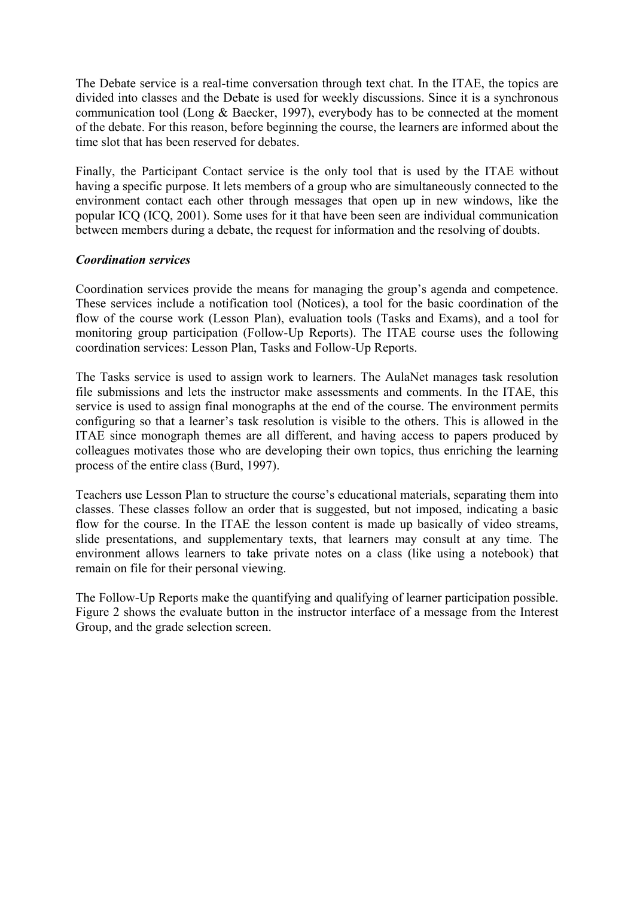The Debate service is a real-time conversation through text chat. In the ITAE, the topics are divided into classes and the Debate is used for weekly discussions. Since it is a synchronous communication tool (Long & Baecker, 1997), everybody has to be connected at the moment of the debate. For this reason, before beginning the course, the learners are informed about the time slot that has been reserved for debates.

Finally, the Participant Contact service is the only tool that is used by the ITAE without having a specific purpose. It lets members of a group who are simultaneously connected to the environment contact each other through messages that open up in new windows, like the popular ICQ (ICQ, 2001). Some uses for it that have been seen are individual communication between members during a debate, the request for information and the resolving of doubts.

### *Coordination services*

Coordination services provide the means for managing the group's agenda and competence. These services include a notification tool (Notices), a tool for the basic coordination of the flow of the course work (Lesson Plan), evaluation tools (Tasks and Exams), and a tool for monitoring group participation (Follow-Up Reports). The ITAE course uses the following coordination services: Lesson Plan, Tasks and Follow-Up Reports.

The Tasks service is used to assign work to learners. The AulaNet manages task resolution file submissions and lets the instructor make assessments and comments. In the ITAE, this service is used to assign final monographs at the end of the course. The environment permits configuring so that a learner's task resolution is visible to the others. This is allowed in the ITAE since monograph themes are all different, and having access to papers produced by colleagues motivates those who are developing their own topics, thus enriching the learning process of the entire class (Burd, 1997).

Teachers use Lesson Plan to structure the course's educational materials, separating them into classes. These classes follow an order that is suggested, but not imposed, indicating a basic flow for the course. In the ITAE the lesson content is made up basically of video streams, slide presentations, and supplementary texts, that learners may consult at any time. The environment allows learners to take private notes on a class (like using a notebook) that remain on file for their personal viewing.

The Follow-Up Reports make the quantifying and qualifying of learner participation possible. Figure 2 shows the evaluate button in the instructor interface of a message from the Interest Group, and the grade selection screen.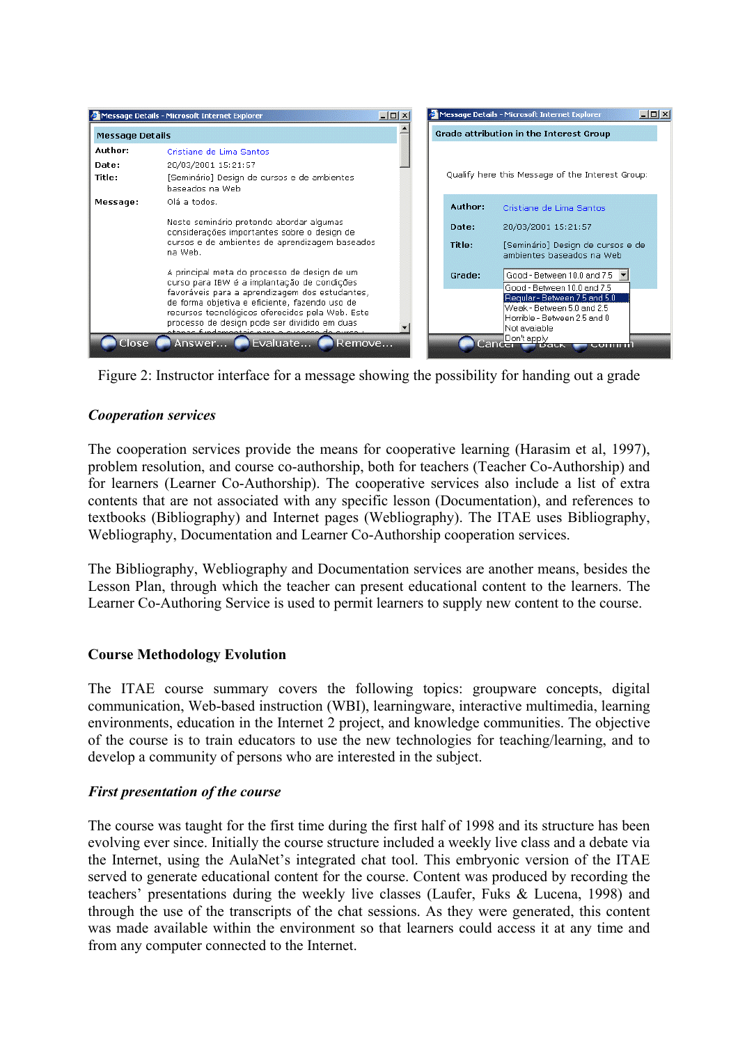Figure 2: Instructor interface for a message showing the possibility for handing out a grade

### *Cooperation services*

The cooperation services provide the means for cooperative learning (Harasim et al, 1997), problem resolution, and course co-authorship, both for teachers (Teacher Co-Authorship) and for learners (Learner Co-Authorship). The cooperative services also include a list of extra contents that are not associated with any specific lesson (Documentation), and references to textbooks (Bibliography) and Internet pages (Webliography). The ITAE uses Bibliography, Webliography, Documentation and Learner Co-Authorship cooperation services.

The Bibliography, Webliography and Documentation services are another means, besides the Lesson Plan, through which the teacher can present educational content to the learners. The Learner Co-Authoring Service is used to permit learners to supply new content to the course.

## Course Methodology Evolution

The ITAE course summary covers the following topics: groupware concepts, digital communication, Web-based instruction (WBI), learningware, interactive multimedia, learning environments, education in the Internet 2 project, and knowledge communities. The objective of the course is to train educators to use the new technologies for teaching/learning, and to develop a community of persons who are interested in the subject.

### *First presentation of the course*

The course was taught for the first time during the first half of 1998 and its structure has been evolving ever since. Initially the course structure included a weekly live class and a debate via the Internet, using the AulaNet's integrated chat tool. This embryonic version of the ITAE served to generate educational content for the course. Content was produced by recording the teachers' presentations during the weekly live classes (Laufer, Fuks & Lucena, 1998) and through the use of the transcripts of the chat sessions. As they were generated, this content was made available within the environment so that learners could access it at any time and from any computer connected to the Internet.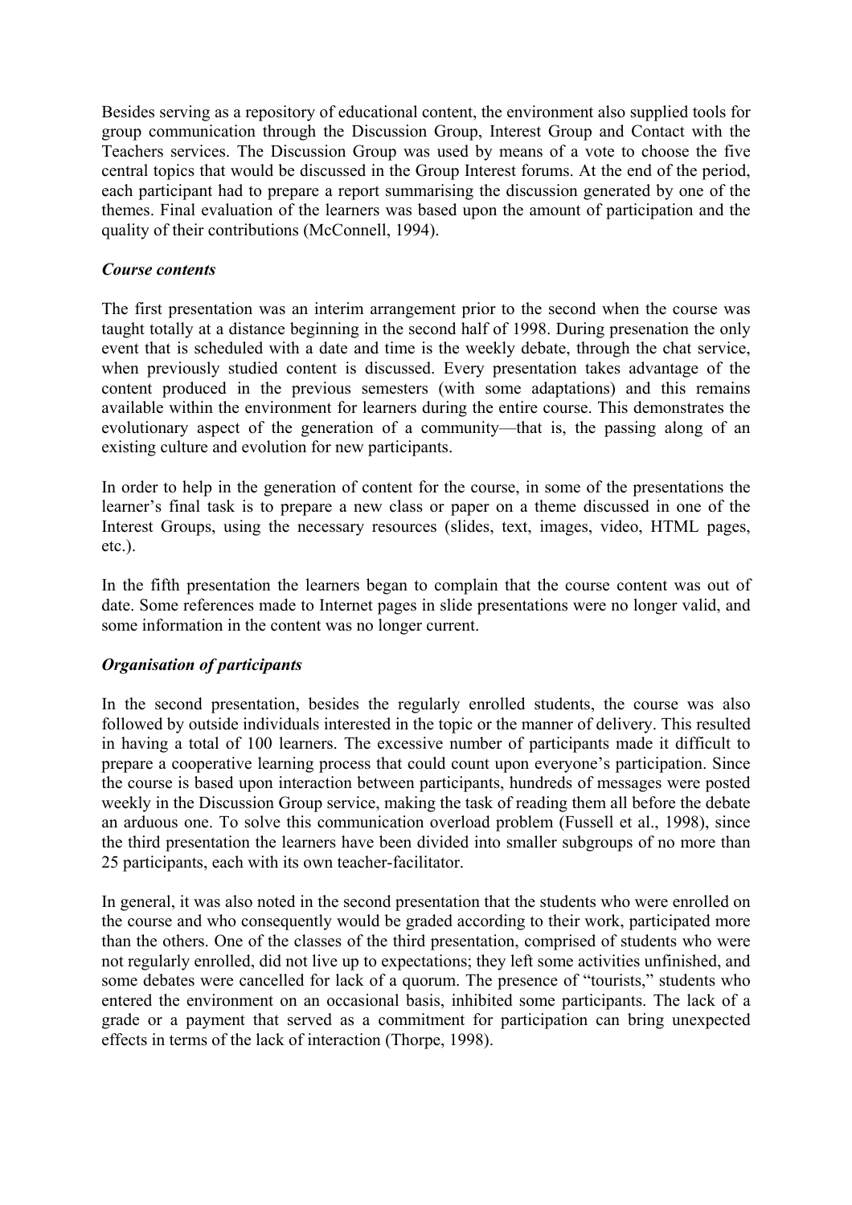Besides serving as a repository of educational content, the environment also supplied tools for group communication through the Discussion Group, Interest Group and Contact with the Teachers services. The Discussion Group was used by means of a vote to choose the five central topics that would be discussed in the Group Interest forums. At the end of the period, each participant had to prepare a report summarising the discussion generated by one of the themes. Final evaluation of the learners was based upon the amount of participation and the quality of their contributions (McConnell, 1994).

### *Course contents*

The first presentation was an interim arrangement prior to the second when the course was taught totally at a distance beginning in the second half of 1998. During presenation the only event that is scheduled with a date and time is the weekly debate, through the chat service, when previously studied content is discussed. Every presentation takes advantage of the content produced in the previous semesters (with some adaptations) and this remains available within the environment for learners during the entire course. This demonstrates the evolutionary aspect of the generation of a community—that is, the passing along of an existing culture and evolution for new participants.

In order to help in the generation of content for the course, in some of the presentations the learner's final task is to prepare a new class or paper on a theme discussed in one of the Interest Groups, using the necessary resources (slides, text, images, video, HTML pages, etc.).

In the fifth presentation the learners began to complain that the course content was out of date. Some references made to Internet pages in slide presentations were no longer valid, and some information in the content was no longer current.

### *Organisation of participants*

In the second presentation, besides the regularly enrolled students, the course was also followed by outside individuals interested in the topic or the manner of delivery. This resulted in having a total of 100 learners. The excessive number of participants made it difficult to prepare a cooperative learning process that could count upon everyone's participation. Since the course is based upon interaction between participants, hundreds of messages were posted weekly in the Discussion Group service, making the task of reading them all before the debate an arduous one. To solve this communication overload problem (Fussell et al., 1998), since the third presentation the learners have been divided into smaller subgroups of no more than 25 participants, each with its own teacher-facilitator.

In general, it was also noted in the second presentation that the students who were enrolled on the course and who consequently would be graded according to their work, participated more than the others. One of the classes of the third presentation, comprised of students who were not regularly enrolled, did not live up to expectations; they left some activities unfinished, and some debates were cancelled for lack of a quorum. The presence of "tourists," students who entered the environment on an occasional basis, inhibited some participants. The lack of a grade or a payment that served as a commitment for participation can bring unexpected effects in terms of the lack of interaction (Thorpe, 1998).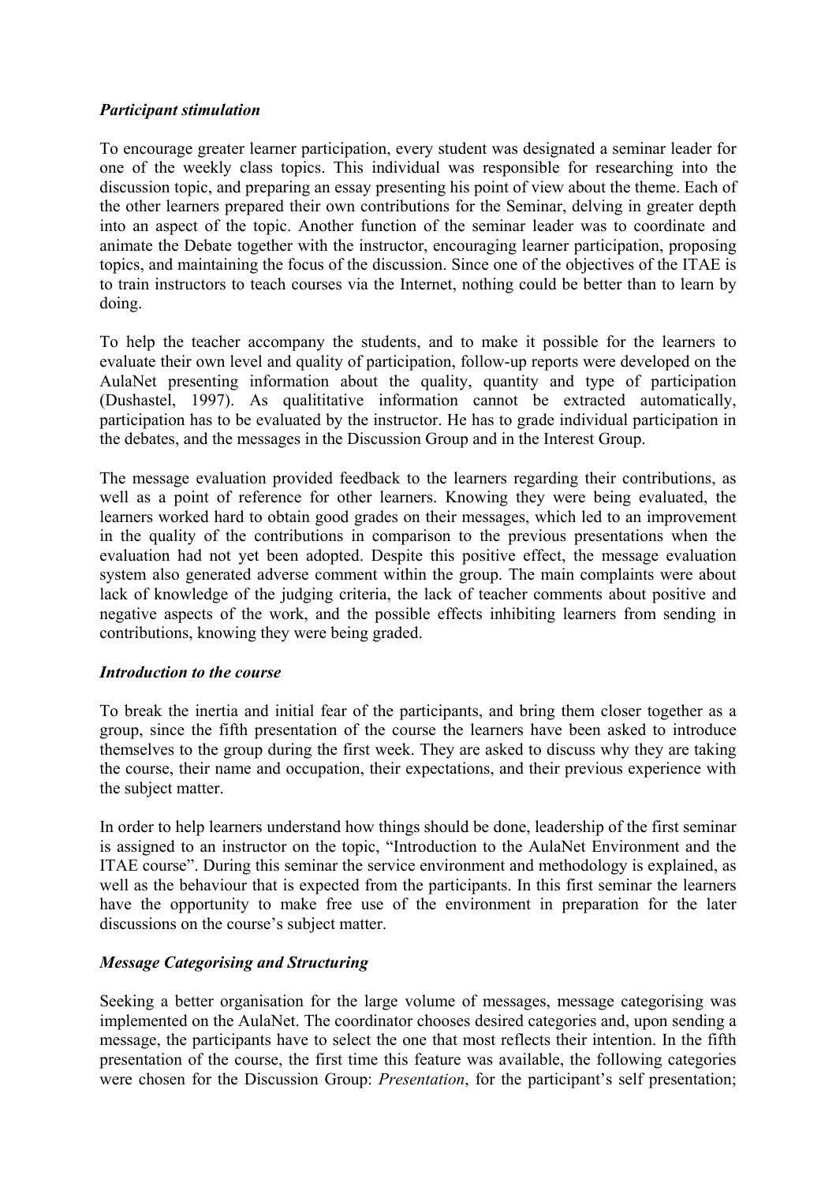### *Participant stimulation*

To encourage greater learner participation, every student was designated a seminar leader for one of the weekly class topics. This individual was responsible for researching into the discussion topic, and preparing an essay presenting his point of view about the theme. Each of the other learners prepared their own contributions for the Seminar, delving in greater depth into an aspect of the topic. Another function of the seminar leader was to coordinate and animate the Debate together with the instructor, encouraging learner participation, proposing topics, and maintaining the focus of the discussion. Since one of the objectives of the ITAE is to train instructors to teach courses via the Internet, nothing could be better than to learn by doing.

To help the teacher accompany the students, and to make it possible for the learners to evaluate their own level and quality of participation, follow-up reports were developed on the AulaNet presenting information about the quality, quantity and type of participation (Dushastel, 1997). As qualititative information cannot be extracted automatically, participation has to be evaluated by the instructor. He has to grade individual participation in the debates, and the messages in the Discussion Group and in the Interest Group.

The message evaluation provided feedback to the learners regarding their contributions, as well as a point of reference for other learners. Knowing they were being evaluated, the learners worked hard to obtain good grades on their messages, which led to an improvement in the quality of the contributions in comparison to the previous presentations when the evaluation had not yet been adopted. Despite this positive effect, the message evaluation system also generated adverse comment within the group. The main complaints were about lack of knowledge of the judging criteria, the lack of teacher comments about positive and negative aspects of the work, and the possible effects inhibiting learners from sending in contributions, knowing they were being graded.

### *Introduction to the course*

To break the inertia and initial fear of the participants, and bring them closer together as a group, since the fifth presentation of the course the learners have been asked to introduce themselves to the group during the first week. They are asked to discuss why they are taking the course, their name and occupation, their expectations, and their previous experience with the subject matter.

In order to help learners understand how things should be done, leadership of the first seminar is assigned to an instructor on the topic, "Introduction to the AulaNet Environment and the ITAE course". During this seminar the service environment and methodology is explained, as well as the behaviour that is expected from the participants. In this first seminar the learners have the opportunity to make free use of the environment in preparation for the later discussions on the course's subject matter.

### *Message Categorising and Structuring*

Seeking a better organisation for the large volume of messages, message categorising was implemented on the AulaNet. The coordinator chooses desired categories and, upon sending a message, the participants have to select the one that most reflects their intention. In the fifth presentation of the course, the first time this feature was available, the following categories were chosen for the Discussion Group: *Presentation*, for the participant's self presentation;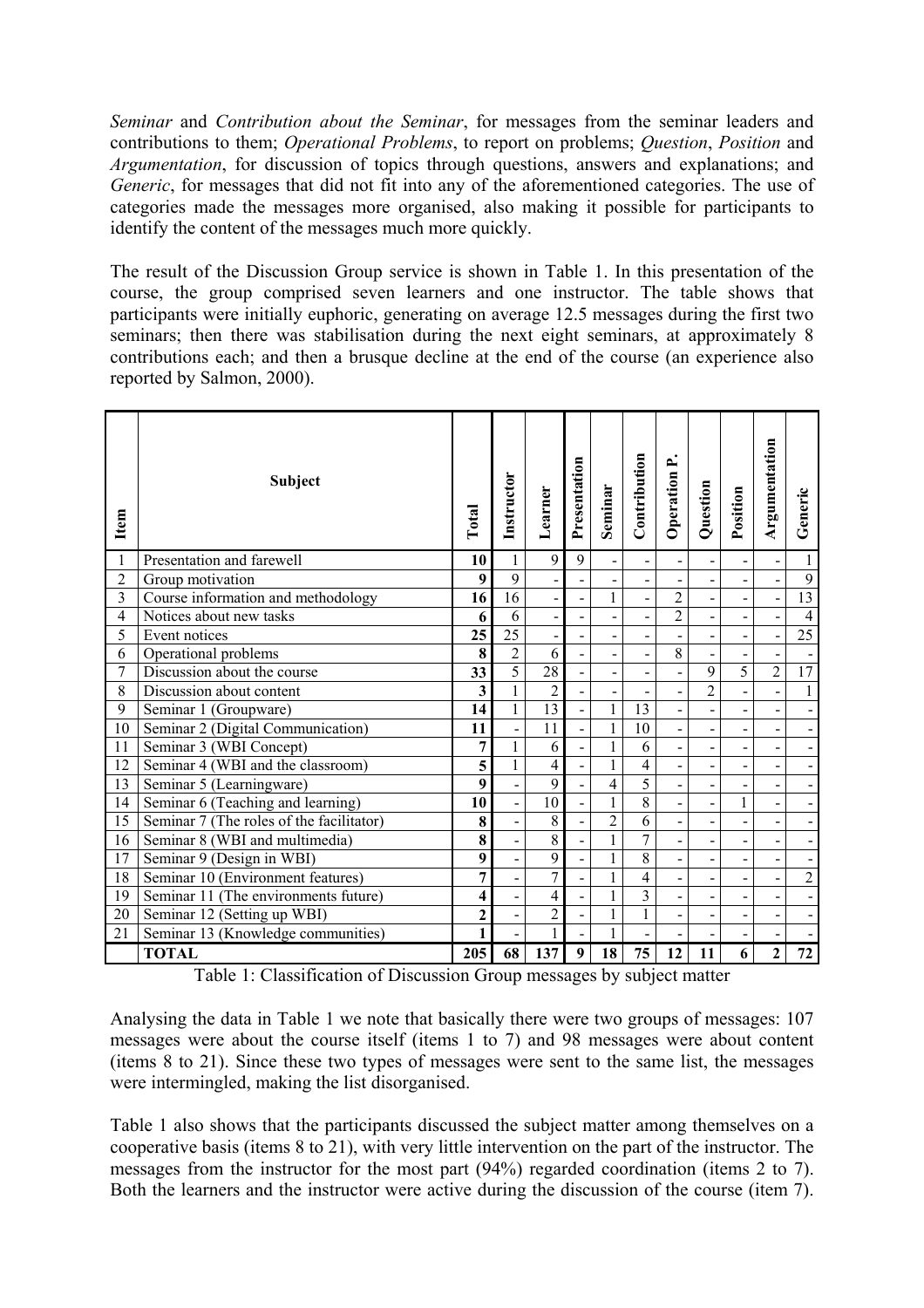*Seminar* and *Contribution about the Seminar*, for messages from the seminar leaders and contributions to them; *Operational Problems*, to report on problems; *Question*, *Position* and *Argumentation*, for discussion of topics through questions, answers and explanations; and *Generic*, for messages that did not fit into any of the aforementioned categories. The use of categories made the messages more organised, also making it possible for participants to identify the content of the messages much more quickly.

The result of the Discussion Group service is shown in Table 1. In this presentation of the course, the group comprised seven learners and one instructor. The table shows that participants were initially euphoric, generating on average 12.5 messages during the first two seminars; then there was stabilisation during the next eight seminars, at approximately 8 contributions each; and then a brusque decline at the end of the course (an experience also reported by Salmon, 2000).

| Item | Subject | Total | Instructor | Learner | Presentation | Seminar | Contribution | Operation P. | Question | Position | Argumentation | Generic |
|---|---|---|---|---|---|---|---|---|---|---|---|---|
| 1 | Presentation and farewell | **10** | 1 | 9 | 9 | - | - | - | - | - | - | 1 |
| 2 | Group motivation | **9** | 9 | - | - | - | - | - | - | - | - | 9 |
| 3 | Course information and methodology | **16** | 16 | - | - | 1 | - | 2 | - | - | - | 13 |
| 4 | Notices about new tasks | **6** | 6 | - | - | - | - | 2 | - | - | - | 4 |
| 5 | Event notices | **25** | 25 | - | - | - | - | - | - | - | - | 25 |
| 6 | Operational problems | **8** | 2 | 6 | - | - | - | 8 | - | - | - | - |
| 7 | Discussion about the course | **33** | 5 | 28 | - | - | - | - | 9 | 5 | 2 | 17 |
| 8 | Discussion about content | **3** | 1 | 2 | - | - | - | - | 2 | - | - | 1 |
| 9 | Seminar 1 (Groupware) | **14** | 1 | 13 | - | 1 | 13 | - | - | - | - | - |
| 10 | Seminar 2 (Digital Communication) | **11** | - | 11 | - | 1 | 10 | - | - | - | - | - |
| 11 | Seminar 3 (WBI Concept) | **7** | 1 | 6 | - | 1 | 6 | - | - | - | - | - |
| 12 | Seminar 4 (WBI and the classroom) | **5** | 1 | 4 | - | 1 | 4 | - | - | - | - | - |
| 13 | Seminar 5 (Learningware) | **9** | - | 9 | - | 4 | 5 | - | - | - | - | - |
| 14 | Seminar 6 (Teaching and learning) | **10** | - | 10 | - | 1 | 8 | - | - | 1 | - | - |
| 15 | Seminar 7 (The roles of the facilitator) | **8** | - | 8 | - | 2 | 6 | - | - | - | - | - |
| 16 | Seminar 8 (WBI and multimedia) | **8** | - | 8 | - | 1 | 7 | - | - | - | - | - |
| 17 | Seminar 9 (Design in WBI) | **9** | - | 9 | - | 1 | 8 | - | - | - | - | - |
| 18 | Seminar 10 (Environment features) | **7** | - | 7 | - | 1 | 4 | - | - | - | - | 2 |
| 19 | Seminar 11 (The environments future) | **4** | - | 4 | - | 1 | 3 | - | - | - | - | - |
| 20 | Seminar 12 (Setting up WBI) | **2** | - | 2 | - | 1 | 1 | - | - | - | - | - |
| 21 | Seminar 13 (Knowledge communities) | **1** | - | 1 | - | 1 | - | - | - | - | - | - |
| | **TOTAL** | **205** | **68** | **137** | **9** | **18** | **75** | **12** | **11** | **6** | **2** | **72** |

Table 1: Classification of Discussion Group messages by subject matter

Analysing the data in Table 1 we note that basically there were two groups of messages: 107 messages were about the course itself (items 1 to 7) and 98 messages were about content (items 8 to 21). Since these two types of messages were sent to the same list, the messages were intermingled, making the list disorganised.

Table 1 also shows that the participants discussed the subject matter among themselves on a cooperative basis (items 8 to 21), with very little intervention on the part of the instructor. The messages from the instructor for the most part (94%) regarded coordination (items 2 to 7). Both the learners and the instructor were active during the discussion of the course (item 7).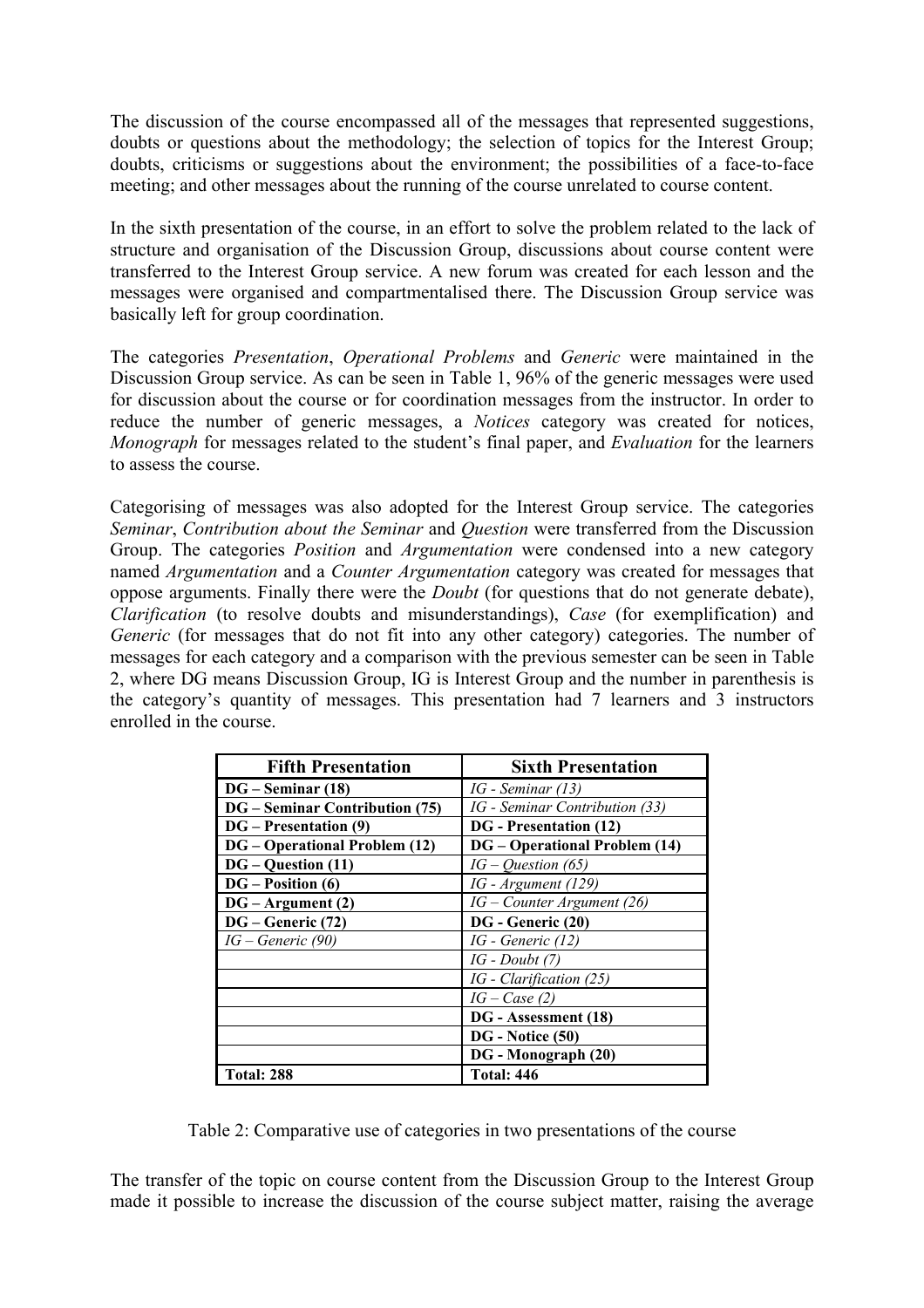The discussion of the course encompassed all of the messages that represented suggestions, doubts or questions about the methodology; the selection of topics for the Interest Group; doubts, criticisms or suggestions about the environment; the possibilities of a face-to-face meeting; and other messages about the running of the course unrelated to course content.

In the sixth presentation of the course, in an effort to solve the problem related to the lack of structure and organisation of the Discussion Group, discussions about course content were transferred to the Interest Group service. A new forum was created for each lesson and the messages were organised and compartmentalised there. The Discussion Group service was basically left for group coordination.

The categories *Presentation*, *Operational Problems* and *Generic* were maintained in the Discussion Group service. As can be seen in Table 1, 96% of the generic messages were used for discussion about the course or for coordination messages from the instructor. In order to reduce the number of generic messages, a *Notices* category was created for notices, *Monograph* for messages related to the student's final paper, and *Evaluation* for the learners to assess the course.

Categorising of messages was also adopted for the Interest Group service. The categories *Seminar*, *Contribution about the Seminar* and *Question* were transferred from the Discussion Group. The categories *Position* and *Argumentation* were condensed into a new category named *Argumentation* and a *Counter Argumentation* category was created for messages that oppose arguments. Finally there were the *Doubt* (for questions that do not generate debate), *Clarification* (to resolve doubts and misunderstandings), *Case* (for exemplification) and *Generic* (for messages that do not fit into any other category) categories. The number of messages for each category and a comparison with the previous semester can be seen in Table 2, where DG means Discussion Group, IG is Interest Group and the number in parenthesis is the category's quantity of messages. This presentation had 7 learners and 3 instructors enrolled in the course.

| Fifth Presentation | Sixth Presentation |
|---|---|
| **DG – Seminar (18)** | *IG - Seminar (13)* |
| **DG – Seminar Contribution (75)** | *IG - Seminar Contribution (33)* |
| **DG – Presentation (9)** | **DG - Presentation (12)** |
| **DG – Operational Problem (12)** | **DG – Operational Problem (14)** |
| **DG – Question (11)** | *IG – Question (65)* |
| **DG – Position (6)** | *IG - Argument (129)* |
| **DG – Argument (2)** | *IG – Counter Argument (26)* |
| **DG – Generic (72)** | **DG - Generic (20)** |
| *IG – Generic (90)* | *IG - Generic (12)* |
| | *IG - Doubt (7)* |
| | *IG - Clarification (25)* |
| | *IG – Case (2)* |
| | **DG - Assessment (18)** |
| | **DG - Notice (50)** |
| | **DG - Monograph (20)** |
| **Total: 288** | **Total: 446** |

Table 2: Comparative use of categories in two presentations of the course

The transfer of the topic on course content from the Discussion Group to the Interest Group made it possible to increase the discussion of the course subject matter, raising the average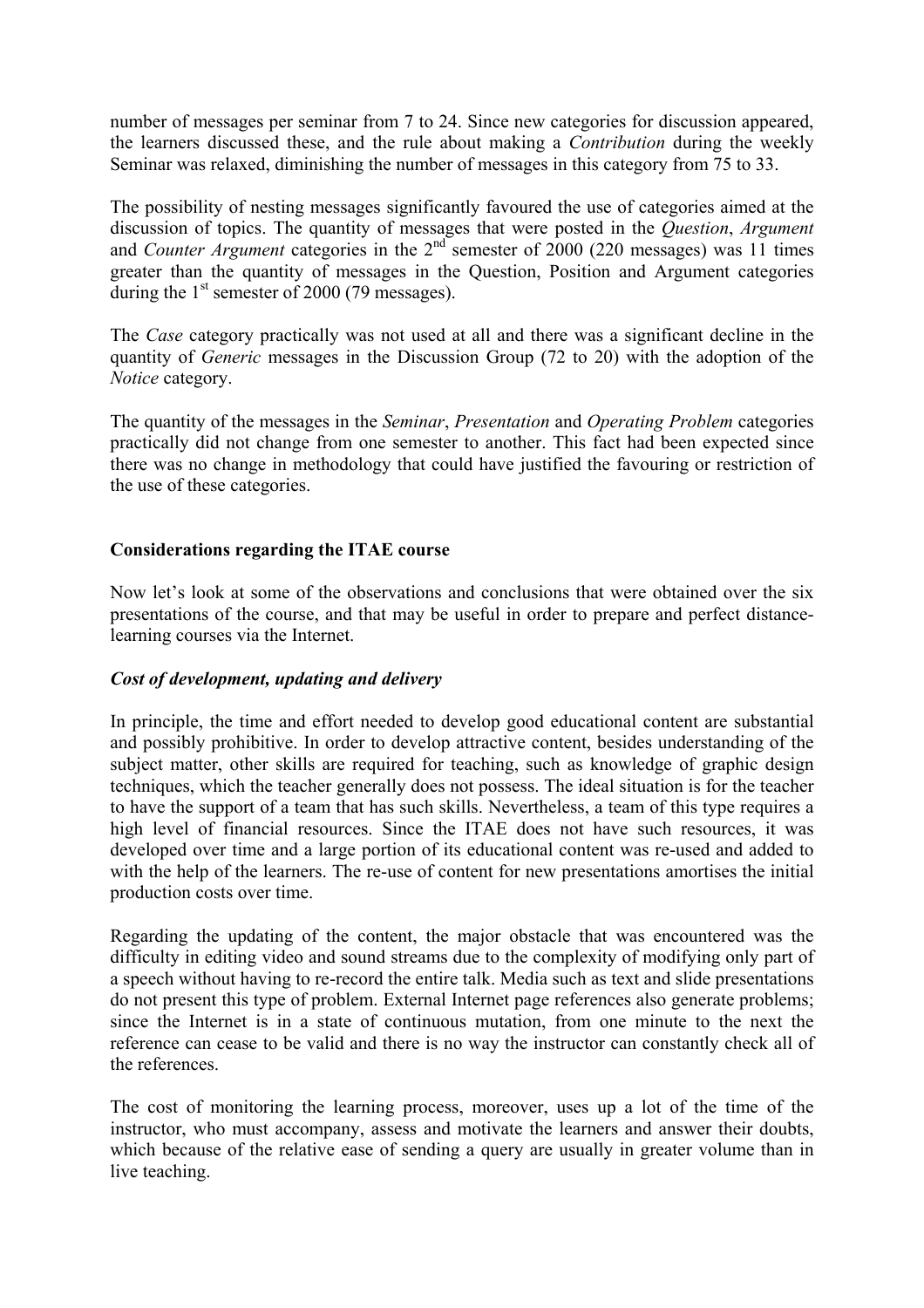number of messages per seminar from 7 to 24. Since new categories for discussion appeared, the learners discussed these, and the rule about making a *Contribution* during the weekly Seminar was relaxed, diminishing the number of messages in this category from 75 to 33.

The possibility of nesting messages significantly favoured the use of categories aimed at the discussion of topics. The quantity of messages that were posted in the *Question*, *Argument* and *Counter Argument* categories in the 2nd semester of 2000 (220 messages) was 11 times greater than the quantity of messages in the Question, Position and Argument categories during the 1st semester of 2000 (79 messages).

The *Case* category practically was not used at all and there was a significant decline in the quantity of *Generic* messages in the Discussion Group (72 to 20) with the adoption of the *Notice* category.

The quantity of the messages in the *Seminar*, *Presentation* and *Operating Problem* categories practically did not change from one semester to another. This fact had been expected since there was no change in methodology that could have justified the favouring or restriction of the use of these categories.

## Considerations regarding the ITAE course

Now let's look at some of the observations and conclusions that were obtained over the six presentations of the course, and that may be useful in order to prepare and perfect distance-learning courses via the Internet.

### *Cost of development, updating and delivery*

In principle, the time and effort needed to develop good educational content are substantial and possibly prohibitive. In order to develop attractive content, besides understanding of the subject matter, other skills are required for teaching, such as knowledge of graphic design techniques, which the teacher generally does not possess. The ideal situation is for the teacher to have the support of a team that has such skills. Nevertheless, a team of this type requires a high level of financial resources. Since the ITAE does not have such resources, it was developed over time and a large portion of its educational content was re-used and added to with the help of the learners. The re-use of content for new presentations amortises the initial production costs over time.

Regarding the updating of the content, the major obstacle that was encountered was the difficulty in editing video and sound streams due to the complexity of modifying only part of a speech without having to re-record the entire talk. Media such as text and slide presentations do not present this type of problem. External Internet page references also generate problems; since the Internet is in a state of continuous mutation, from one minute to the next the reference can cease to be valid and there is no way the instructor can constantly check all of the references.

The cost of monitoring the learning process, moreover, uses up a lot of the time of the instructor, who must accompany, assess and motivate the learners and answer their doubts, which because of the relative ease of sending a query are usually in greater volume than in live teaching.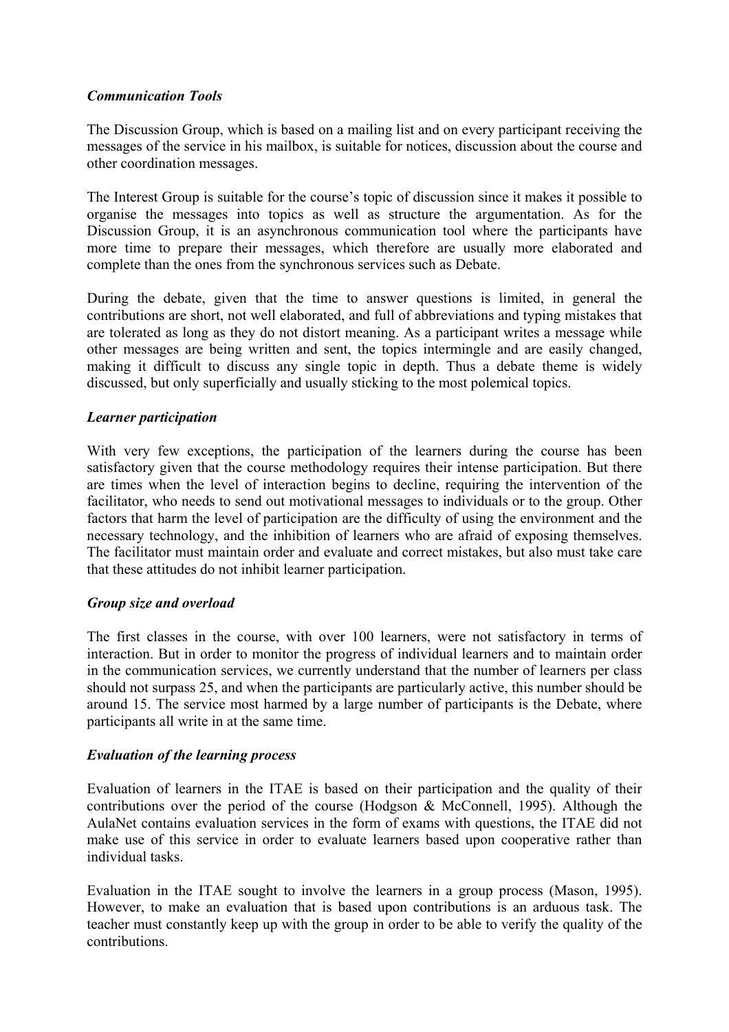### *Communication Tools*

The Discussion Group, which is based on a mailing list and on every participant receiving the messages of the service in his mailbox, is suitable for notices, discussion about the course and other coordination messages.

The Interest Group is suitable for the course's topic of discussion since it makes it possible to organise the messages into topics as well as structure the argumentation. As for the Discussion Group, it is an asynchronous communication tool where the participants have more time to prepare their messages, which therefore are usually more elaborated and complete than the ones from the synchronous services such as Debate.

During the debate, given that the time to answer questions is limited, in general the contributions are short, not well elaborated, and full of abbreviations and typing mistakes that are tolerated as long as they do not distort meaning. As a participant writes a message while other messages are being written and sent, the topics intermingle and are easily changed, making it difficult to discuss any single topic in depth. Thus a debate theme is widely discussed, but only superficially and usually sticking to the most polemical topics.

### *Learner participation*

With very few exceptions, the participation of the learners during the course has been satisfactory given that the course methodology requires their intense participation. But there are times when the level of interaction begins to decline, requiring the intervention of the facilitator, who needs to send out motivational messages to individuals or to the group. Other factors that harm the level of participation are the difficulty of using the environment and the necessary technology, and the inhibition of learners who are afraid of exposing themselves. The facilitator must maintain order and evaluate and correct mistakes, but also must take care that these attitudes do not inhibit learner participation.

### *Group size and overload*

The first classes in the course, with over 100 learners, were not satisfactory in terms of interaction. But in order to monitor the progress of individual learners and to maintain order in the communication services, we currently understand that the number of learners per class should not surpass 25, and when the participants are particularly active, this number should be around 15. The service most harmed by a large number of participants is the Debate, where participants all write in at the same time.

### *Evaluation of the learning process*

Evaluation of learners in the ITAE is based on their participation and the quality of their contributions over the period of the course (Hodgson & McConnell, 1995). Although the AulaNet contains evaluation services in the form of exams with questions, the ITAE did not make use of this service in order to evaluate learners based upon cooperative rather than individual tasks.

Evaluation in the ITAE sought to involve the learners in a group process (Mason, 1995). However, to make an evaluation that is based upon contributions is an arduous task. The teacher must constantly keep up with the group in order to be able to verify the quality of the contributions.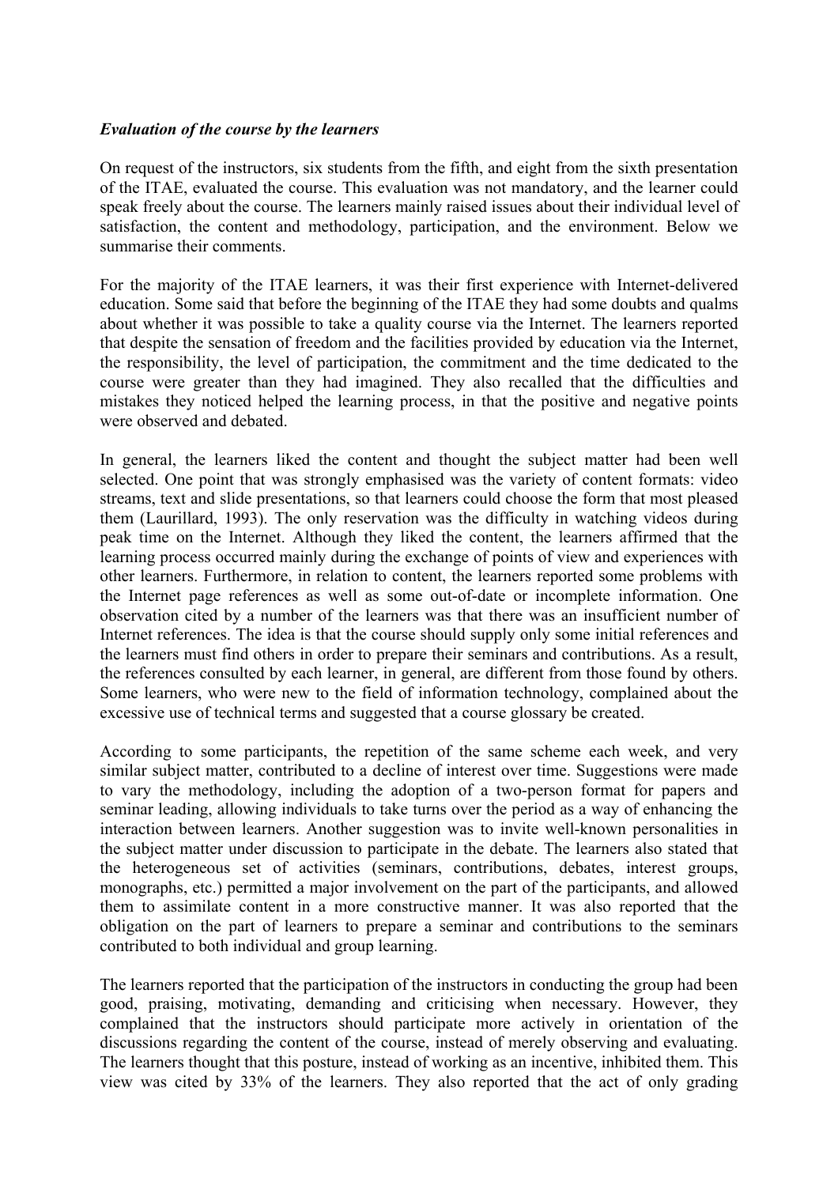*Evaluation of the course by the learners*

On request of the instructors, six students from the fifth, and eight from the sixth presentation of the ITAE, evaluated the course. This evaluation was not mandatory, and the learner could speak freely about the course. The learners mainly raised issues about their individual level of satisfaction, the content and methodology, participation, and the environment. Below we summarise their comments.

For the majority of the ITAE learners, it was their first experience with Internet-delivered education. Some said that before the beginning of the ITAE they had some doubts and qualms about whether it was possible to take a quality course via the Internet. The learners reported that despite the sensation of freedom and the facilities provided by education via the Internet, the responsibility, the level of participation, the commitment and the time dedicated to the course were greater than they had imagined. They also recalled that the difficulties and mistakes they noticed helped the learning process, in that the positive and negative points were observed and debated.

In general, the learners liked the content and thought the subject matter had been well selected. One point that was strongly emphasised was the variety of content formats: video streams, text and slide presentations, so that learners could choose the form that most pleased them (Laurillard, 1993). The only reservation was the difficulty in watching videos during peak time on the Internet. Although they liked the content, the learners affirmed that the learning process occurred mainly during the exchange of points of view and experiences with other learners. Furthermore, in relation to content, the learners reported some problems with the Internet page references as well as some out-of-date or incomplete information. One observation cited by a number of the learners was that there was an insufficient number of Internet references. The idea is that the course should supply only some initial references and the learners must find others in order to prepare their seminars and contributions. As a result, the references consulted by each learner, in general, are different from those found by others. Some learners, who were new to the field of information technology, complained about the excessive use of technical terms and suggested that a course glossary be created.

According to some participants, the repetition of the same scheme each week, and very similar subject matter, contributed to a decline of interest over time. Suggestions were made to vary the methodology, including the adoption of a two-person format for papers and seminar leading, allowing individuals to take turns over the period as a way of enhancing the interaction between learners. Another suggestion was to invite well-known personalities in the subject matter under discussion to participate in the debate. The learners also stated that the heterogeneous set of activities (seminars, contributions, debates, interest groups, monographs, etc.) permitted a major involvement on the part of the participants, and allowed them to assimilate content in a more constructive manner. It was also reported that the obligation on the part of learners to prepare a seminar and contributions to the seminars contributed to both individual and group learning.

The learners reported that the participation of the instructors in conducting the group had been good, praising, motivating, demanding and criticising when necessary. However, they complained that the instructors should participate more actively in orientation of the discussions regarding the content of the course, instead of merely observing and evaluating. The learners thought that this posture, instead of working as an incentive, inhibited them. This view was cited by 33% of the learners. They also reported that the act of only grading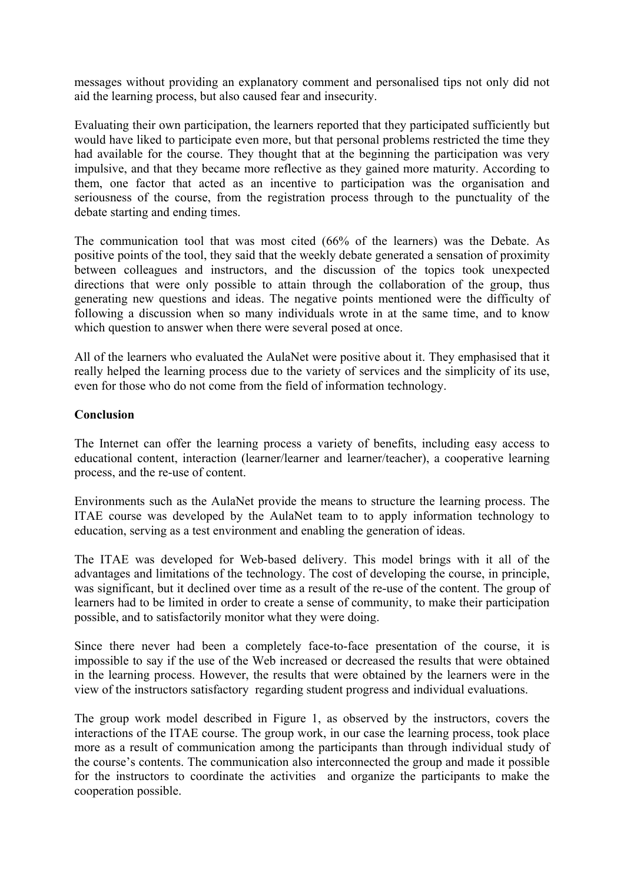messages without providing an explanatory comment and personalised tips not only did not aid the learning process, but also caused fear and insecurity.

Evaluating their own participation, the learners reported that they participated sufficiently but would have liked to participate even more, but that personal problems restricted the time they had available for the course. They thought that at the beginning the participation was very impulsive, and that they became more reflective as they gained more maturity. According to them, one factor that acted as an incentive to participation was the organisation and seriousness of the course, from the registration process through to the punctuality of the debate starting and ending times.

The communication tool that was most cited (66% of the learners) was the Debate. As positive points of the tool, they said that the weekly debate generated a sensation of proximity between colleagues and instructors, and the discussion of the topics took unexpected directions that were only possible to attain through the collaboration of the group, thus generating new questions and ideas. The negative points mentioned were the difficulty of following a discussion when so many individuals wrote in at the same time, and to know which question to answer when there were several posed at once.

All of the learners who evaluated the AulaNet were positive about it. They emphasised that it really helped the learning process due to the variety of services and the simplicity of its use, even for those who do not come from the field of information technology.

**Conclusion**

The Internet can offer the learning process a variety of benefits, including easy access to educational content, interaction (learner/learner and learner/teacher), a cooperative learning process, and the re-use of content.

Environments such as the AulaNet provide the means to structure the learning process. The ITAE course was developed by the AulaNet team to to apply information technology to education, serving as a test environment and enabling the generation of ideas.

The ITAE was developed for Web-based delivery. This model brings with it all of the advantages and limitations of the technology. The cost of developing the course, in principle, was significant, but it declined over time as a result of the re-use of the content. The group of learners had to be limited in order to create a sense of community, to make their participation possible, and to satisfactorily monitor what they were doing.

Since there never had been a completely face-to-face presentation of the course, it is impossible to say if the use of the Web increased or decreased the results that were obtained in the learning process. However, the results that were obtained by the learners were in the view of the instructors satisfactory regarding student progress and individual evaluations.

The group work model described in Figure 1, as observed by the instructors, covers the interactions of the ITAE course. The group work, in our case the learning process, took place more as a result of communication among the participants than through individual study of the course's contents. The communication also interconnected the group and made it possible for the instructors to coordinate the activities and organize the participants to make the cooperation possible.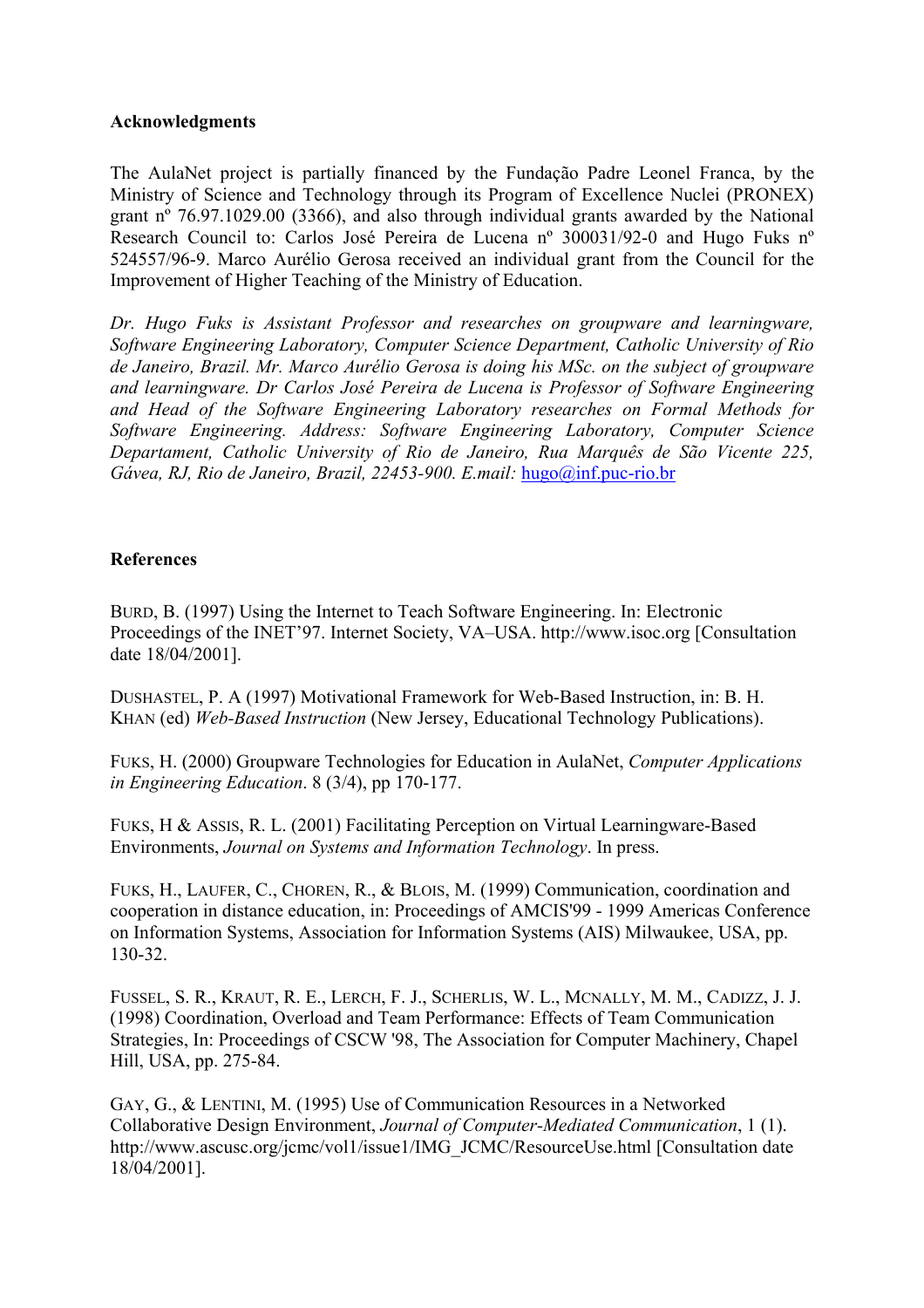**Acknowledgments**

The AulaNet project is partially financed by the Fundação Padre Leonel Franca, by the Ministry of Science and Technology through its Program of Excellence Nuclei (PRONEX) grant nº 76.97.1029.00 (3366), and also through individual grants awarded by the National Research Council to: Carlos José Pereira de Lucena nº 300031/92-0 and Hugo Fuks nº 524557/96-9. Marco Aurélio Gerosa received an individual grant from the Council for the Improvement of Higher Teaching of the Ministry of Education.

*Dr. Hugo Fuks is Assistant Professor and researches on groupware and learningware, Software Engineering Laboratory, Computer Science Department, Catholic University of Rio de Janeiro, Brazil. Mr. Marco Aurélio Gerosa is doing his MSc. on the subject of groupware and learningware. Dr Carlos José Pereira de Lucena is Professor of Software Engineering and Head of the Software Engineering Laboratory researches on Formal Methods for Software Engineering. Address: Software Engineering Laboratory, Computer Science Departament, Catholic University of Rio de Janeiro, Rua Marquês de São Vicente 225, Gávea, RJ, Rio de Janeiro, Brazil, 22453-900. E.mail:* hugo@inf.puc-rio.br

**References**

BURD, B. (1997) Using the Internet to Teach Software Engineering. In: Electronic Proceedings of the INET'97. Internet Society, VA–USA. http://www.isoc.org [Consultation date 18/04/2001].

DUSHASTEL, P. A (1997) Motivational Framework for Web-Based Instruction, in: B. H. KHAN (ed) *Web-Based Instruction* (New Jersey, Educational Technology Publications).

FUKS, H. (2000) Groupware Technologies for Education in AulaNet, *Computer Applications in Engineering Education*. 8 (3/4), pp 170-177.

FUKS, H & ASSIS, R. L. (2001) Facilitating Perception on Virtual Learningware-Based Environments, *Journal on Systems and Information Technology*. In press.

FUKS, H., LAUFER, C., CHOREN, R., & BLOIS, M. (1999) Communication, coordination and cooperation in distance education, in: Proceedings of AMCIS'99 - 1999 Americas Conference on Information Systems, Association for Information Systems (AIS) Milwaukee, USA, pp. 130-32.

FUSSEL, S. R., KRAUT, R. E., LERCH, F. J., SCHERLIS, W. L., MCNALLY, M. M., CADIZZ, J. J. (1998) Coordination, Overload and Team Performance: Effects of Team Communication Strategies, In: Proceedings of CSCW '98, The Association for Computer Machinery, Chapel Hill, USA, pp. 275-84.

GAY, G., & LENTINI, M. (1995) Use of Communication Resources in a Networked Collaborative Design Environment, *Journal of Computer-Mediated Communication*, 1 (1). http://www.ascusc.org/jcmc/vol1/issue1/IMG_JCMC/ResourceUse.html [Consultation date 18/04/2001].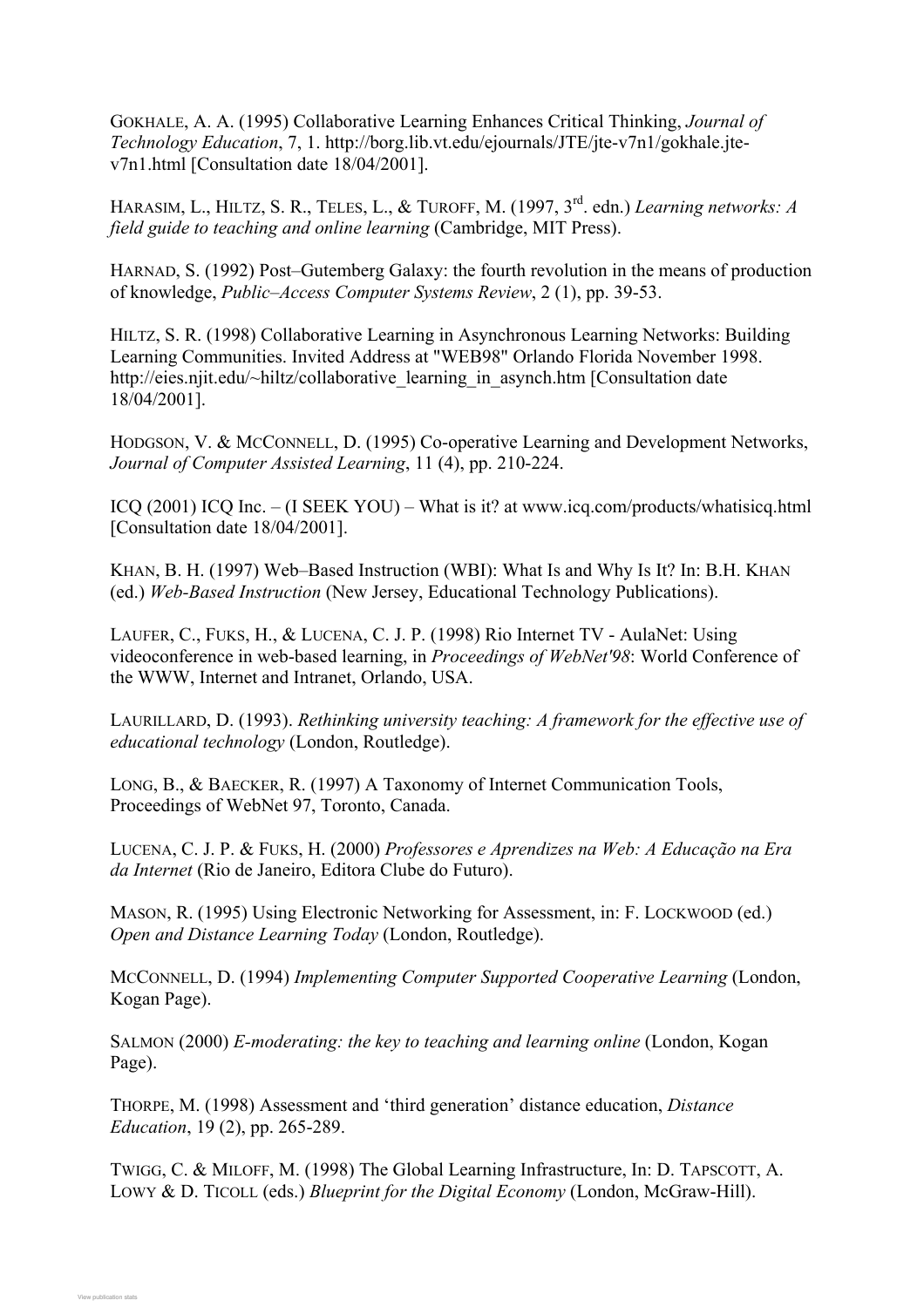GOKHALE, A. A. (1995) Collaborative Learning Enhances Critical Thinking, *Journal of Technology Education*, 7, 1. http://borg.lib.vt.edu/ejournals/JTE/jte-v7n1/gokhale.jte-v7n1.html [Consultation date 18/04/2001].

HARASIM, L., HILTZ, S. R., TELES, L., & TUROFF, M. (1997, 3rd. edn.) *Learning networks: A field guide to teaching and online learning* (Cambridge, MIT Press).

HARNAD, S. (1992) Post–Gutemberg Galaxy: the fourth revolution in the means of production of knowledge, *Public–Access Computer Systems Review*, 2 (1), pp. 39-53.

HILTZ, S. R. (1998) Collaborative Learning in Asynchronous Learning Networks: Building Learning Communities. Invited Address at "WEB98" Orlando Florida November 1998. http://eies.njit.edu/~hiltz/collaborative_learning_in_asynch.htm [Consultation date 18/04/2001].

HODGSON, V. & MCCONNELL, D. (1995) Co-operative Learning and Development Networks, *Journal of Computer Assisted Learning*, 11 (4), pp. 210-224.

ICQ (2001) ICQ Inc. – (I SEEK YOU) – What is it? at www.icq.com/products/whatisicq.html [Consultation date 18/04/2001].

KHAN, B. H. (1997) Web–Based Instruction (WBI): What Is and Why Is It? In: B.H. KHAN (ed.) *Web-Based Instruction* (New Jersey, Educational Technology Publications).

LAUFER, C., FUKS, H., & LUCENA, C. J. P. (1998) Rio Internet TV - AulaNet: Using videoconference in web-based learning, in *Proceedings of WebNet'98*: World Conference of the WWW, Internet and Intranet, Orlando, USA.

LAURILLARD, D. (1993). *Rethinking university teaching: A framework for the effective use of educational technology* (London, Routledge).

LONG, B., & BAECKER, R. (1997) A Taxonomy of Internet Communication Tools, Proceedings of WebNet 97, Toronto, Canada.

LUCENA, C. J. P. & FUKS, H. (2000) *Professores e Aprendizes na Web: A Educação na Era da Internet* (Rio de Janeiro, Editora Clube do Futuro).

MASON, R. (1995) Using Electronic Networking for Assessment, in: F. LOCKWOOD (ed.) *Open and Distance Learning Today* (London, Routledge).

MCCONNELL, D. (1994) *Implementing Computer Supported Cooperative Learning* (London, Kogan Page).

SALMON (2000) *E-moderating: the key to teaching and learning online* (London, Kogan Page).

THORPE, M. (1998) Assessment and 'third generation' distance education, *Distance Education*, 19 (2), pp. 265-289.

TWIGG, C. & MILOFF, M. (1998) The Global Learning Infrastructure, In: D. TAPSCOTT, A. LOWY & D. TICOLL (eds.) *Blueprint for the Digital Economy* (London, McGraw-Hill).